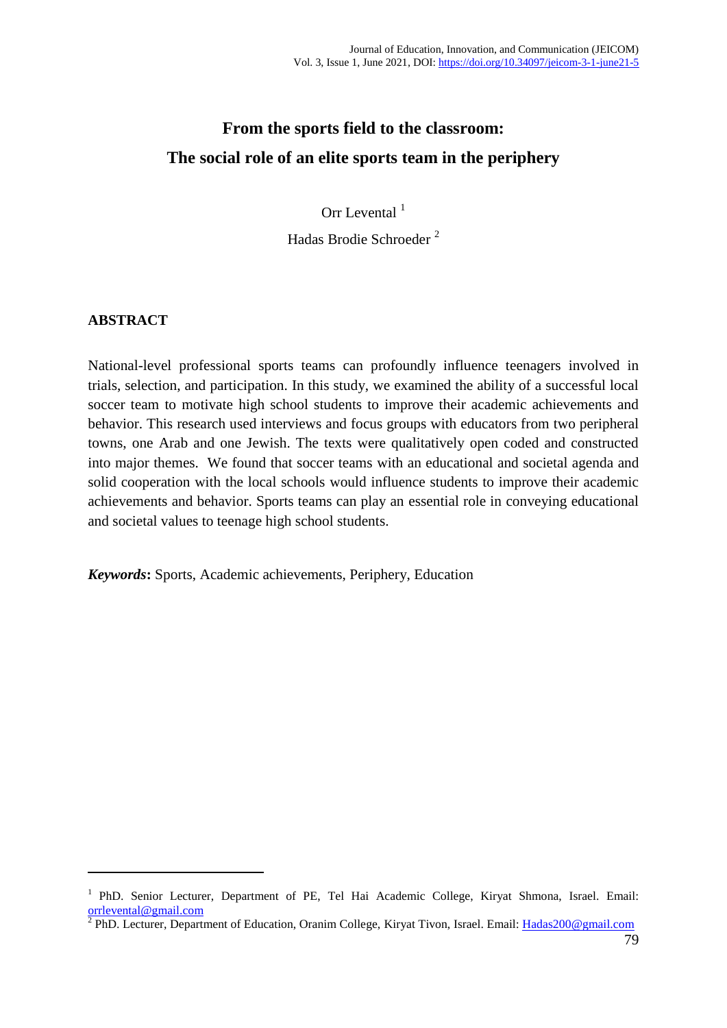# From the sports field to the classroom: The social role of an elite sports team in the periphery

Orr Levental [1]

Hadas Brodie Schroeder [2]

## ABSTRACT

National-level professional sports teams can profoundly influence teenagers involved in trials, selection, and participation. In this study, we examined the ability of a successful local soccer team to motivate high school students to improve their academic achievements and behavior. This research used interviews and focus groups with educators from two peripheral towns, one Arab and one Jewish. The texts were qualitatively open coded and constructed into major themes. We found that soccer teams with an educational and societal agenda and solid cooperation with the local schools would influence students to improve their academic achievements and behavior. Sports teams can play an essential role in conveying educational and societal values to teenage high school students.

***Keywords*****:** Sports, Academic achievements, Periphery, Education

---

[1] PhD. Senior Lecturer, Department of PE, Tel Hai Academic College, Kiryat Shmona, Israel. Email: orrlevental@gmail.com

[2] PhD. Lecturer, Department of Education, Oranim College, Kiryat Tivon, Israel. Email: Hadas200@gmail.com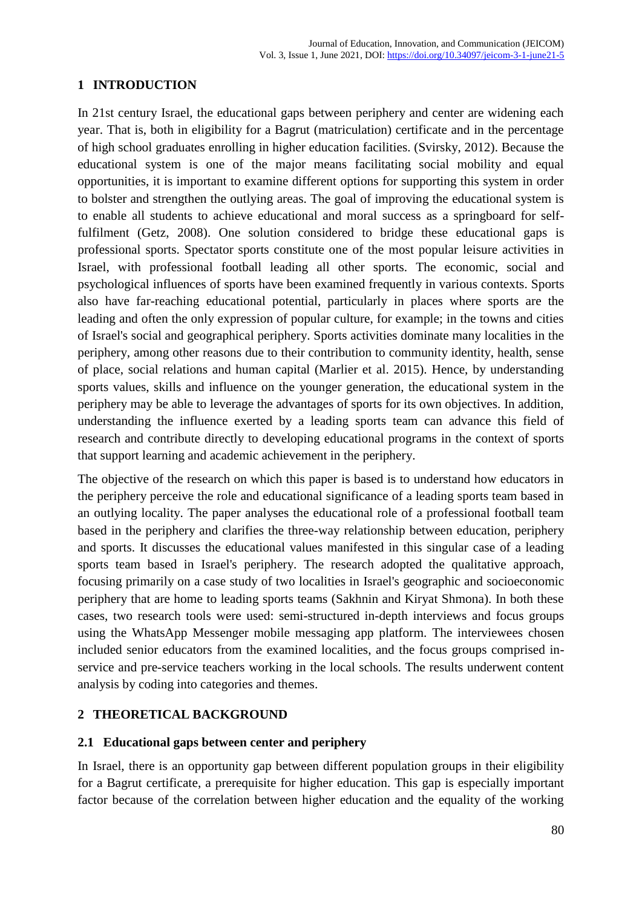## 1 INTRODUCTION

In 21st century Israel, the educational gaps between periphery and center are widening each year. That is, both in eligibility for a Bagrut (matriculation) certificate and in the percentage of high school graduates enrolling in higher education facilities. (Svirsky, 2012). Because the educational system is one of the major means facilitating social mobility and equal opportunities, it is important to examine different options for supporting this system in order to bolster and strengthen the outlying areas. The goal of improving the educational system is to enable all students to achieve educational and moral success as a springboard for self-fulfilment (Getz, 2008). One solution considered to bridge these educational gaps is professional sports. Spectator sports constitute one of the most popular leisure activities in Israel, with professional football leading all other sports. The economic, social and psychological influences of sports have been examined frequently in various contexts. Sports also have far-reaching educational potential, particularly in places where sports are the leading and often the only expression of popular culture, for example; in the towns and cities of Israel's social and geographical periphery. Sports activities dominate many localities in the periphery, among other reasons due to their contribution to community identity, health, sense of place, social relations and human capital (Marlier et al. 2015). Hence, by understanding sports values, skills and influence on the younger generation, the educational system in the periphery may be able to leverage the advantages of sports for its own objectives. In addition, understanding the influence exerted by a leading sports team can advance this field of research and contribute directly to developing educational programs in the context of sports that support learning and academic achievement in the periphery.

The objective of the research on which this paper is based is to understand how educators in the periphery perceive the role and educational significance of a leading sports team based in an outlying locality. The paper analyses the educational role of a professional football team based in the periphery and clarifies the three-way relationship between education, periphery and sports. It discusses the educational values manifested in this singular case of a leading sports team based in Israel's periphery. The research adopted the qualitative approach, focusing primarily on a case study of two localities in Israel's geographic and socioeconomic periphery that are home to leading sports teams (Sakhnin and Kiryat Shmona). In both these cases, two research tools were used: semi-structured in-depth interviews and focus groups using the WhatsApp Messenger mobile messaging app platform. The interviewees chosen included senior educators from the examined localities, and the focus groups comprised in-service and pre-service teachers working in the local schools. The results underwent content analysis by coding into categories and themes.

## 2 THEORETICAL BACKGROUND

### 2.1 Educational gaps between center and periphery

In Israel, there is an opportunity gap between different population groups in their eligibility for a Bagrut certificate, a prerequisite for higher education. This gap is especially important factor because of the correlation between higher education and the equality of the working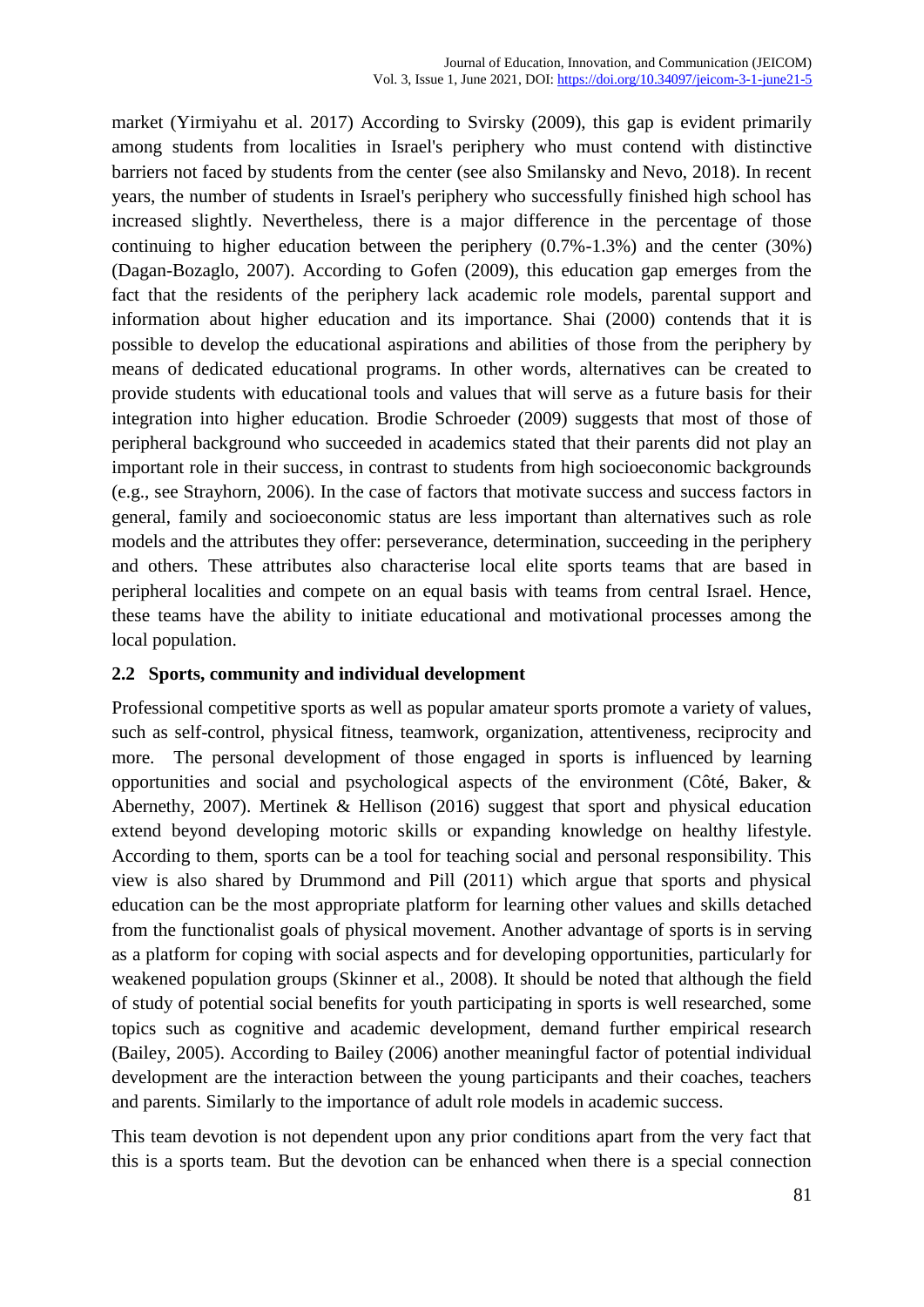market (Yirmiyahu et al. 2017) According to Svirsky (2009), this gap is evident primarily among students from localities in Israel's periphery who must contend with distinctive barriers not faced by students from the center (see also Smilansky and Nevo, 2018). In recent years, the number of students in Israel's periphery who successfully finished high school has increased slightly. Nevertheless, there is a major difference in the percentage of those continuing to higher education between the periphery (0.7%-1.3%) and the center (30%) (Dagan-Bozaglo, 2007). According to Gofen (2009), this education gap emerges from the fact that the residents of the periphery lack academic role models, parental support and information about higher education and its importance. Shai (2000) contends that it is possible to develop the educational aspirations and abilities of those from the periphery by means of dedicated educational programs. In other words, alternatives can be created to provide students with educational tools and values that will serve as a future basis for their integration into higher education. Brodie Schroeder (2009) suggests that most of those of peripheral background who succeeded in academics stated that their parents did not play an important role in their success, in contrast to students from high socioeconomic backgrounds (e.g., see Strayhorn, 2006). In the case of factors that motivate success and success factors in general, family and socioeconomic status are less important than alternatives such as role models and the attributes they offer: perseverance, determination, succeeding in the periphery and others. These attributes also characterise local elite sports teams that are based in peripheral localities and compete on an equal basis with teams from central Israel. Hence, these teams have the ability to initiate educational and motivational processes among the local population.

## 2.2 Sports, community and individual development

Professional competitive sports as well as popular amateur sports promote a variety of values, such as self-control, physical fitness, teamwork, organization, attentiveness, reciprocity and more. The personal development of those engaged in sports is influenced by learning opportunities and social and psychological aspects of the environment (Côté, Baker, & Abernethy, 2007). Mertinek & Hellison (2016) suggest that sport and physical education extend beyond developing motoric skills or expanding knowledge on healthy lifestyle. According to them, sports can be a tool for teaching social and personal responsibility. This view is also shared by Drummond and Pill (2011) which argue that sports and physical education can be the most appropriate platform for learning other values and skills detached from the functionalist goals of physical movement. Another advantage of sports is in serving as a platform for coping with social aspects and for developing opportunities, particularly for weakened population groups (Skinner et al., 2008). It should be noted that although the field of study of potential social benefits for youth participating in sports is well researched, some topics such as cognitive and academic development, demand further empirical research (Bailey, 2005). According to Bailey (2006) another meaningful factor of potential individual development are the interaction between the young participants and their coaches, teachers and parents. Similarly to the importance of adult role models in academic success.

This team devotion is not dependent upon any prior conditions apart from the very fact that this is a sports team. But the devotion can be enhanced when there is a special connection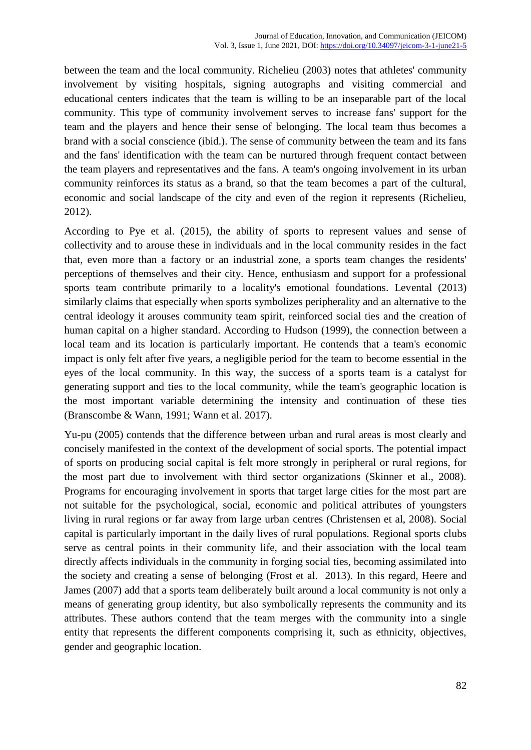between the team and the local community. Richelieu (2003) notes that athletes' community involvement by visiting hospitals, signing autographs and visiting commercial and educational centers indicates that the team is willing to be an inseparable part of the local community. This type of community involvement serves to increase fans' support for the team and the players and hence their sense of belonging. The local team thus becomes a brand with a social conscience (ibid.). The sense of community between the team and its fans and the fans' identification with the team can be nurtured through frequent contact between the team players and representatives and the fans. A team's ongoing involvement in its urban community reinforces its status as a brand, so that the team becomes a part of the cultural, economic and social landscape of the city and even of the region it represents (Richelieu, 2012).

According to Pye et al. (2015), the ability of sports to represent values and sense of collectivity and to arouse these in individuals and in the local community resides in the fact that, even more than a factory or an industrial zone, a sports team changes the residents' perceptions of themselves and their city. Hence, enthusiasm and support for a professional sports team contribute primarily to a locality's emotional foundations. Levental (2013) similarly claims that especially when sports symbolizes peripherality and an alternative to the central ideology it arouses community team spirit, reinforced social ties and the creation of human capital on a higher standard. According to Hudson (1999), the connection between a local team and its location is particularly important. He contends that a team's economic impact is only felt after five years, a negligible period for the team to become essential in the eyes of the local community. In this way, the success of a sports team is a catalyst for generating support and ties to the local community, while the team's geographic location is the most important variable determining the intensity and continuation of these ties (Branscombe & Wann, 1991; Wann et al. 2017).

Yu-pu (2005) contends that the difference between urban and rural areas is most clearly and concisely manifested in the context of the development of social sports. The potential impact of sports on producing social capital is felt more strongly in peripheral or rural regions, for the most part due to involvement with third sector organizations (Skinner et al., 2008). Programs for encouraging involvement in sports that target large cities for the most part are not suitable for the psychological, social, economic and political attributes of youngsters living in rural regions or far away from large urban centres (Christensen et al, 2008). Social capital is particularly important in the daily lives of rural populations. Regional sports clubs serve as central points in their community life, and their association with the local team directly affects individuals in the community in forging social ties, becoming assimilated into the society and creating a sense of belonging (Frost et al. 2013). In this regard, Heere and James (2007) add that a sports team deliberately built around a local community is not only a means of generating group identity, but also symbolically represents the community and its attributes. These authors contend that the team merges with the community into a single entity that represents the different components comprising it, such as ethnicity, objectives, gender and geographic location.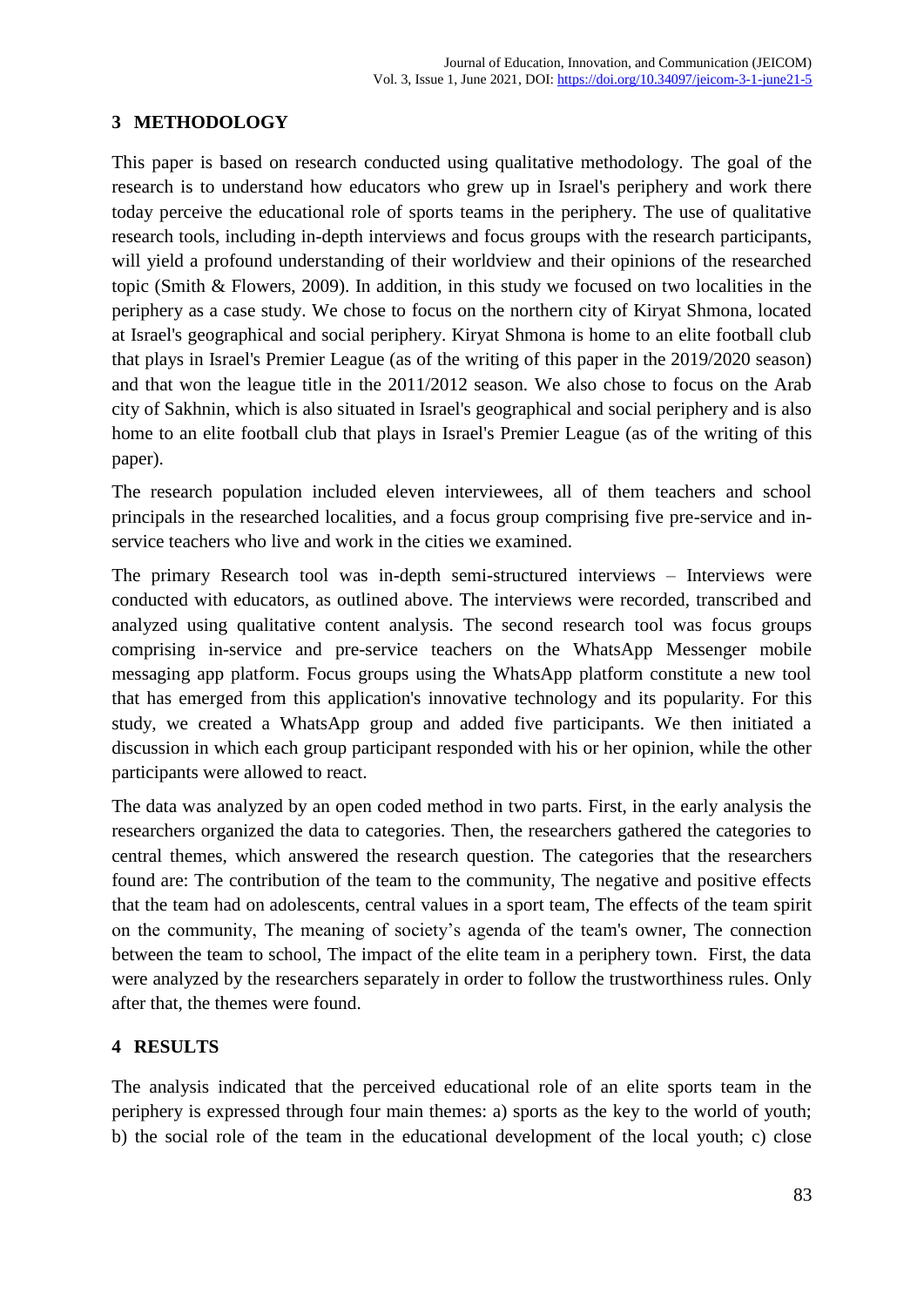## 3 METHODOLOGY

This paper is based on research conducted using qualitative methodology. The goal of the research is to understand how educators who grew up in Israel's periphery and work there today perceive the educational role of sports teams in the periphery. The use of qualitative research tools, including in-depth interviews and focus groups with the research participants, will yield a profound understanding of their worldview and their opinions of the researched topic (Smith & Flowers, 2009). In addition, in this study we focused on two localities in the periphery as a case study. We chose to focus on the northern city of Kiryat Shmona, located at Israel's geographical and social periphery. Kiryat Shmona is home to an elite football club that plays in Israel's Premier League (as of the writing of this paper in the 2019/2020 season) and that won the league title in the 2011/2012 season. We also chose to focus on the Arab city of Sakhnin, which is also situated in Israel's geographical and social periphery and is also home to an elite football club that plays in Israel's Premier League (as of the writing of this paper).

The research population included eleven interviewees, all of them teachers and school principals in the researched localities, and a focus group comprising five pre-service and in-service teachers who live and work in the cities we examined.

The primary Research tool was in-depth semi-structured interviews – Interviews were conducted with educators, as outlined above. The interviews were recorded, transcribed and analyzed using qualitative content analysis. The second research tool was focus groups comprising in-service and pre-service teachers on the WhatsApp Messenger mobile messaging app platform. Focus groups using the WhatsApp platform constitute a new tool that has emerged from this application's innovative technology and its popularity. For this study, we created a WhatsApp group and added five participants. We then initiated a discussion in which each group participant responded with his or her opinion, while the other participants were allowed to react.

The data was analyzed by an open coded method in two parts. First, in the early analysis the researchers organized the data to categories. Then, the researchers gathered the categories to central themes, which answered the research question. The categories that the researchers found are: The contribution of the team to the community, The negative and positive effects that the team had on adolescents, central values in a sport team, The effects of the team spirit on the community, The meaning of society's agenda of the team's owner, The connection between the team to school, The impact of the elite team in a periphery town. First, the data were analyzed by the researchers separately in order to follow the trustworthiness rules. Only after that, the themes were found.

## 4 RESULTS

The analysis indicated that the perceived educational role of an elite sports team in the periphery is expressed through four main themes: a) sports as the key to the world of youth; b) the social role of the team in the educational development of the local youth; c) close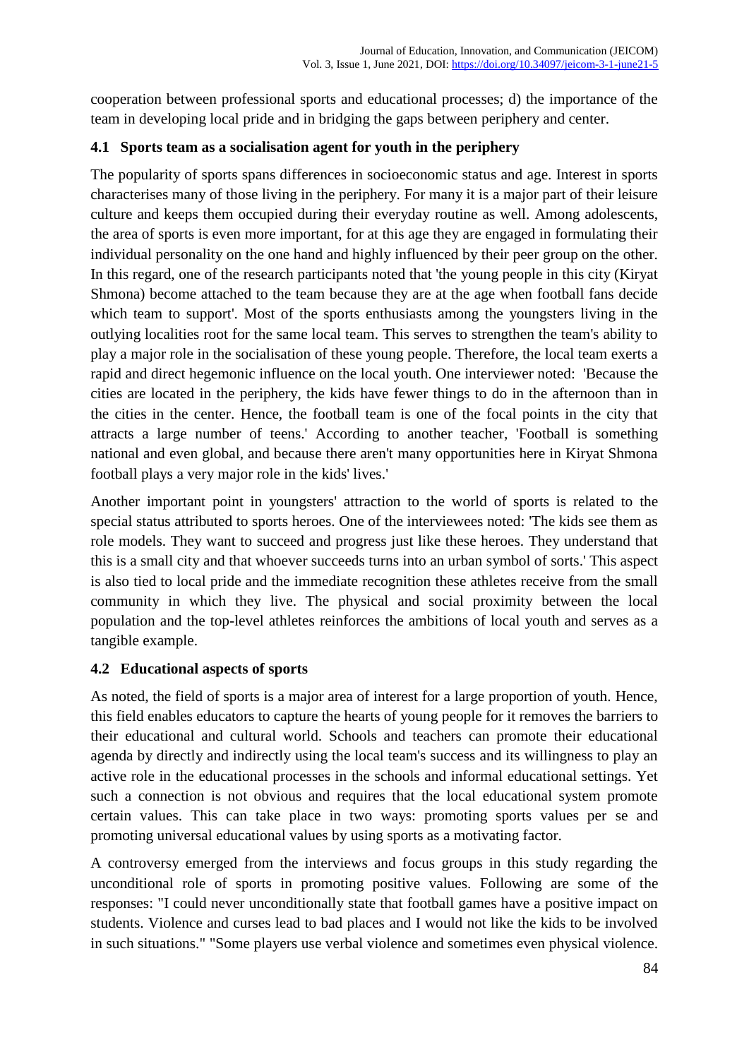cooperation between professional sports and educational processes; d) the importance of the team in developing local pride and in bridging the gaps between periphery and center.

### 4.1 Sports team as a socialisation agent for youth in the periphery

The popularity of sports spans differences in socioeconomic status and age. Interest in sports characterises many of those living in the periphery. For many it is a major part of their leisure culture and keeps them occupied during their everyday routine as well. Among adolescents, the area of sports is even more important, for at this age they are engaged in formulating their individual personality on the one hand and highly influenced by their peer group on the other. In this regard, one of the research participants noted that 'the young people in this city (Kiryat Shmona) become attached to the team because they are at the age when football fans decide which team to support'. Most of the sports enthusiasts among the youngsters living in the outlying localities root for the same local team. This serves to strengthen the team's ability to play a major role in the socialisation of these young people. Therefore, the local team exerts a rapid and direct hegemonic influence on the local youth. One interviewer noted: 'Because the cities are located in the periphery, the kids have fewer things to do in the afternoon than in the cities in the center. Hence, the football team is one of the focal points in the city that attracts a large number of teens.' According to another teacher, 'Football is something national and even global, and because there aren't many opportunities here in Kiryat Shmona football plays a very major role in the kids' lives.'

Another important point in youngsters' attraction to the world of sports is related to the special status attributed to sports heroes. One of the interviewees noted: 'The kids see them as role models. They want to succeed and progress just like these heroes. They understand that this is a small city and that whoever succeeds turns into an urban symbol of sorts.' This aspect is also tied to local pride and the immediate recognition these athletes receive from the small community in which they live. The physical and social proximity between the local population and the top-level athletes reinforces the ambitions of local youth and serves as a tangible example.

### 4.2 Educational aspects of sports

As noted, the field of sports is a major area of interest for a large proportion of youth. Hence, this field enables educators to capture the hearts of young people for it removes the barriers to their educational and cultural world. Schools and teachers can promote their educational agenda by directly and indirectly using the local team's success and its willingness to play an active role in the educational processes in the schools and informal educational settings. Yet such a connection is not obvious and requires that the local educational system promote certain values. This can take place in two ways: promoting sports values per se and promoting universal educational values by using sports as a motivating factor.

A controversy emerged from the interviews and focus groups in this study regarding the unconditional role of sports in promoting positive values. Following are some of the responses: "I could never unconditionally state that football games have a positive impact on students. Violence and curses lead to bad places and I would not like the kids to be involved in such situations." "Some players use verbal violence and sometimes even physical violence.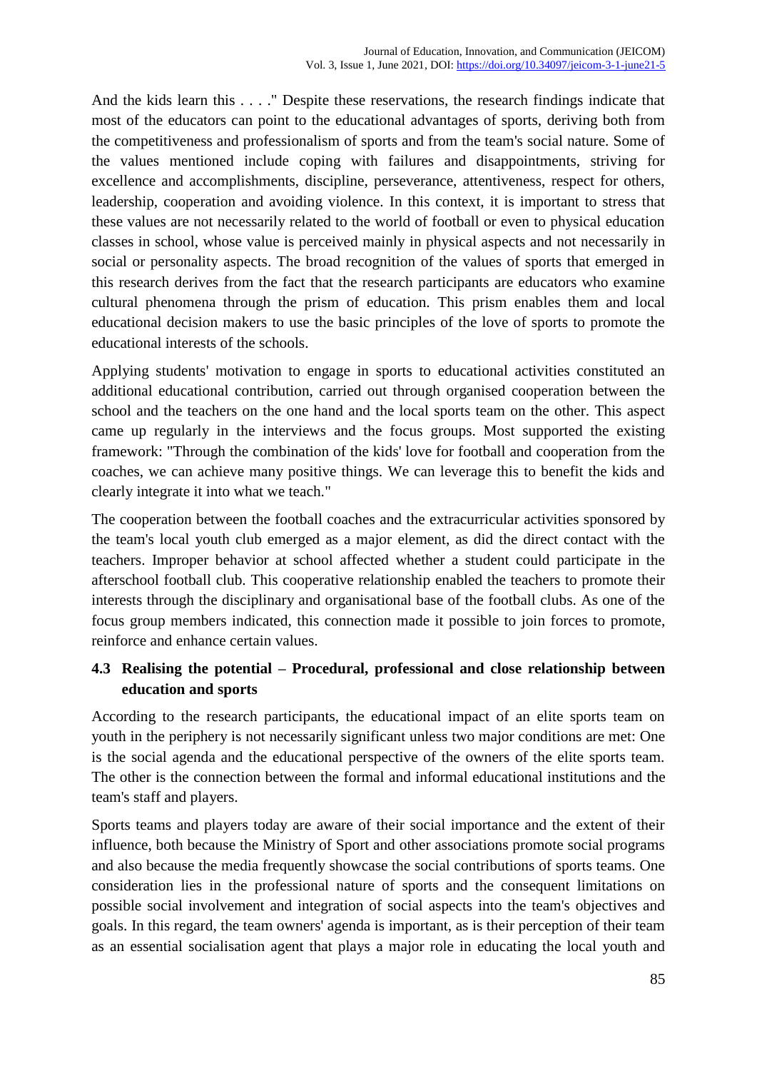And the kids learn this . . . ." Despite these reservations, the research findings indicate that most of the educators can point to the educational advantages of sports, deriving both from the competitiveness and professionalism of sports and from the team's social nature. Some of the values mentioned include coping with failures and disappointments, striving for excellence and accomplishments, discipline, perseverance, attentiveness, respect for others, leadership, cooperation and avoiding violence. In this context, it is important to stress that these values are not necessarily related to the world of football or even to physical education classes in school, whose value is perceived mainly in physical aspects and not necessarily in social or personality aspects. The broad recognition of the values of sports that emerged in this research derives from the fact that the research participants are educators who examine cultural phenomena through the prism of education. This prism enables them and local educational decision makers to use the basic principles of the love of sports to promote the educational interests of the schools.

Applying students' motivation to engage in sports to educational activities constituted an additional educational contribution, carried out through organised cooperation between the school and the teachers on the one hand and the local sports team on the other. This aspect came up regularly in the interviews and the focus groups. Most supported the existing framework: "Through the combination of the kids' love for football and cooperation from the coaches, we can achieve many positive things. We can leverage this to benefit the kids and clearly integrate it into what we teach."

The cooperation between the football coaches and the extracurricular activities sponsored by the team's local youth club emerged as a major element, as did the direct contact with the teachers. Improper behavior at school affected whether a student could participate in the afterschool football club. This cooperative relationship enabled the teachers to promote their interests through the disciplinary and organisational base of the football clubs. As one of the focus group members indicated, this connection made it possible to join forces to promote, reinforce and enhance certain values.

### 4.3 Realising the potential – Procedural, professional and close relationship between education and sports

According to the research participants, the educational impact of an elite sports team on youth in the periphery is not necessarily significant unless two major conditions are met: One is the social agenda and the educational perspective of the owners of the elite sports team. The other is the connection between the formal and informal educational institutions and the team's staff and players.

Sports teams and players today are aware of their social importance and the extent of their influence, both because the Ministry of Sport and other associations promote social programs and also because the media frequently showcase the social contributions of sports teams. One consideration lies in the professional nature of sports and the consequent limitations on possible social involvement and integration of social aspects into the team's objectives and goals. In this regard, the team owners' agenda is important, as is their perception of their team as an essential socialisation agent that plays a major role in educating the local youth and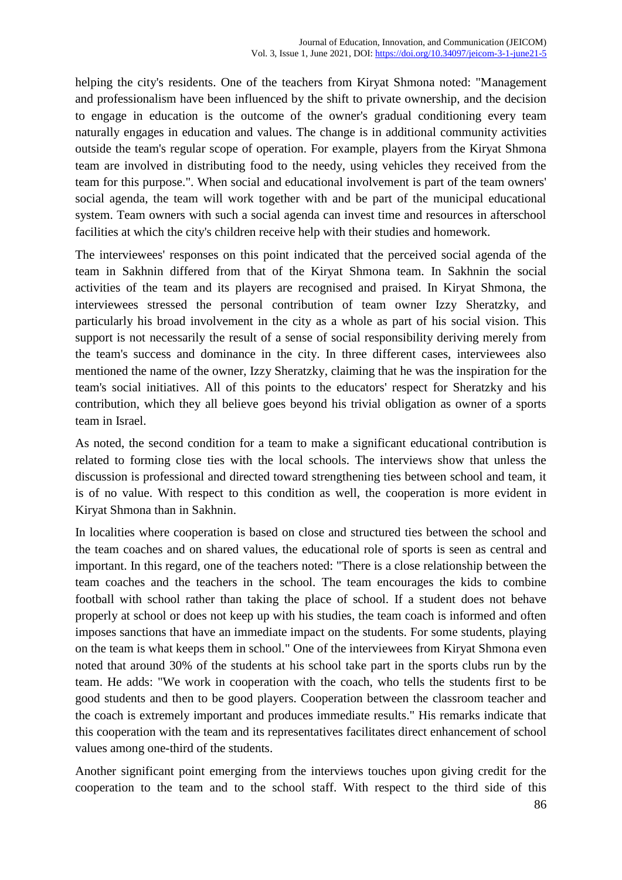helping the city's residents. One of the teachers from Kiryat Shmona noted: "Management and professionalism have been influenced by the shift to private ownership, and the decision to engage in education is the outcome of the owner's gradual conditioning every team naturally engages in education and values. The change is in additional community activities outside the team's regular scope of operation. For example, players from the Kiryat Shmona team are involved in distributing food to the needy, using vehicles they received from the team for this purpose.". When social and educational involvement is part of the team owners' social agenda, the team will work together with and be part of the municipal educational system. Team owners with such a social agenda can invest time and resources in afterschool facilities at which the city's children receive help with their studies and homework.

The interviewees' responses on this point indicated that the perceived social agenda of the team in Sakhnin differed from that of the Kiryat Shmona team. In Sakhnin the social activities of the team and its players are recognised and praised. In Kiryat Shmona, the interviewees stressed the personal contribution of team owner Izzy Sheratzky, and particularly his broad involvement in the city as a whole as part of his social vision. This support is not necessarily the result of a sense of social responsibility deriving merely from the team's success and dominance in the city. In three different cases, interviewees also mentioned the name of the owner, Izzy Sheratzky, claiming that he was the inspiration for the team's social initiatives. All of this points to the educators' respect for Sheratzky and his contribution, which they all believe goes beyond his trivial obligation as owner of a sports team in Israel.

As noted, the second condition for a team to make a significant educational contribution is related to forming close ties with the local schools. The interviews show that unless the discussion is professional and directed toward strengthening ties between school and team, it is of no value. With respect to this condition as well, the cooperation is more evident in Kiryat Shmona than in Sakhnin.

In localities where cooperation is based on close and structured ties between the school and the team coaches and on shared values, the educational role of sports is seen as central and important. In this regard, one of the teachers noted: "There is a close relationship between the team coaches and the teachers in the school. The team encourages the kids to combine football with school rather than taking the place of school. If a student does not behave properly at school or does not keep up with his studies, the team coach is informed and often imposes sanctions that have an immediate impact on the students. For some students, playing on the team is what keeps them in school." One of the interviewees from Kiryat Shmona even noted that around 30% of the students at his school take part in the sports clubs run by the team. He adds: "We work in cooperation with the coach, who tells the students first to be good students and then to be good players. Cooperation between the classroom teacher and the coach is extremely important and produces immediate results." His remarks indicate that this cooperation with the team and its representatives facilitates direct enhancement of school values among one-third of the students.

Another significant point emerging from the interviews touches upon giving credit for the cooperation to the team and to the school staff. With respect to the third side of this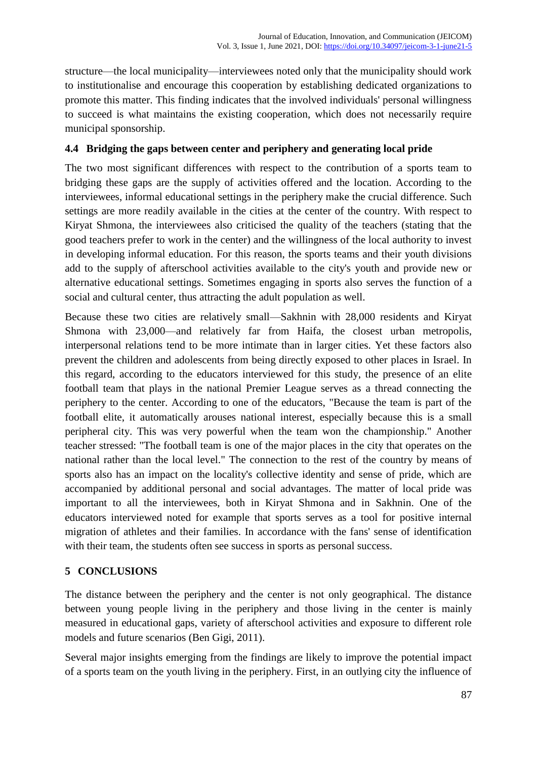structure—the local municipality—interviewees noted only that the municipality should work to institutionalise and encourage this cooperation by establishing dedicated organizations to promote this matter. This finding indicates that the involved individuals' personal willingness to succeed is what maintains the existing cooperation, which does not necessarily require municipal sponsorship.

### 4.4 Bridging the gaps between center and periphery and generating local pride

The two most significant differences with respect to the contribution of a sports team to bridging these gaps are the supply of activities offered and the location. According to the interviewees, informal educational settings in the periphery make the crucial difference. Such settings are more readily available in the cities at the center of the country. With respect to Kiryat Shmona, the interviewees also criticised the quality of the teachers (stating that the good teachers prefer to work in the center) and the willingness of the local authority to invest in developing informal education. For this reason, the sports teams and their youth divisions add to the supply of afterschool activities available to the city's youth and provide new or alternative educational settings. Sometimes engaging in sports also serves the function of a social and cultural center, thus attracting the adult population as well.

Because these two cities are relatively small—Sakhnin with 28,000 residents and Kiryat Shmona with 23,000—and relatively far from Haifa, the closest urban metropolis, interpersonal relations tend to be more intimate than in larger cities. Yet these factors also prevent the children and adolescents from being directly exposed to other places in Israel. In this regard, according to the educators interviewed for this study, the presence of an elite football team that plays in the national Premier League serves as a thread connecting the periphery to the center. According to one of the educators, "Because the team is part of the football elite, it automatically arouses national interest, especially because this is a small peripheral city. This was very powerful when the team won the championship." Another teacher stressed: "The football team is one of the major places in the city that operates on the national rather than the local level." The connection to the rest of the country by means of sports also has an impact on the locality's collective identity and sense of pride, which are accompanied by additional personal and social advantages. The matter of local pride was important to all the interviewees, both in Kiryat Shmona and in Sakhnin. One of the educators interviewed noted for example that sports serves as a tool for positive internal migration of athletes and their families. In accordance with the fans' sense of identification with their team, the students often see success in sports as personal success.

## 5 CONCLUSIONS

The distance between the periphery and the center is not only geographical. The distance between young people living in the periphery and those living in the center is mainly measured in educational gaps, variety of afterschool activities and exposure to different role models and future scenarios (Ben Gigi, 2011).

Several major insights emerging from the findings are likely to improve the potential impact of a sports team on the youth living in the periphery. First, in an outlying city the influence of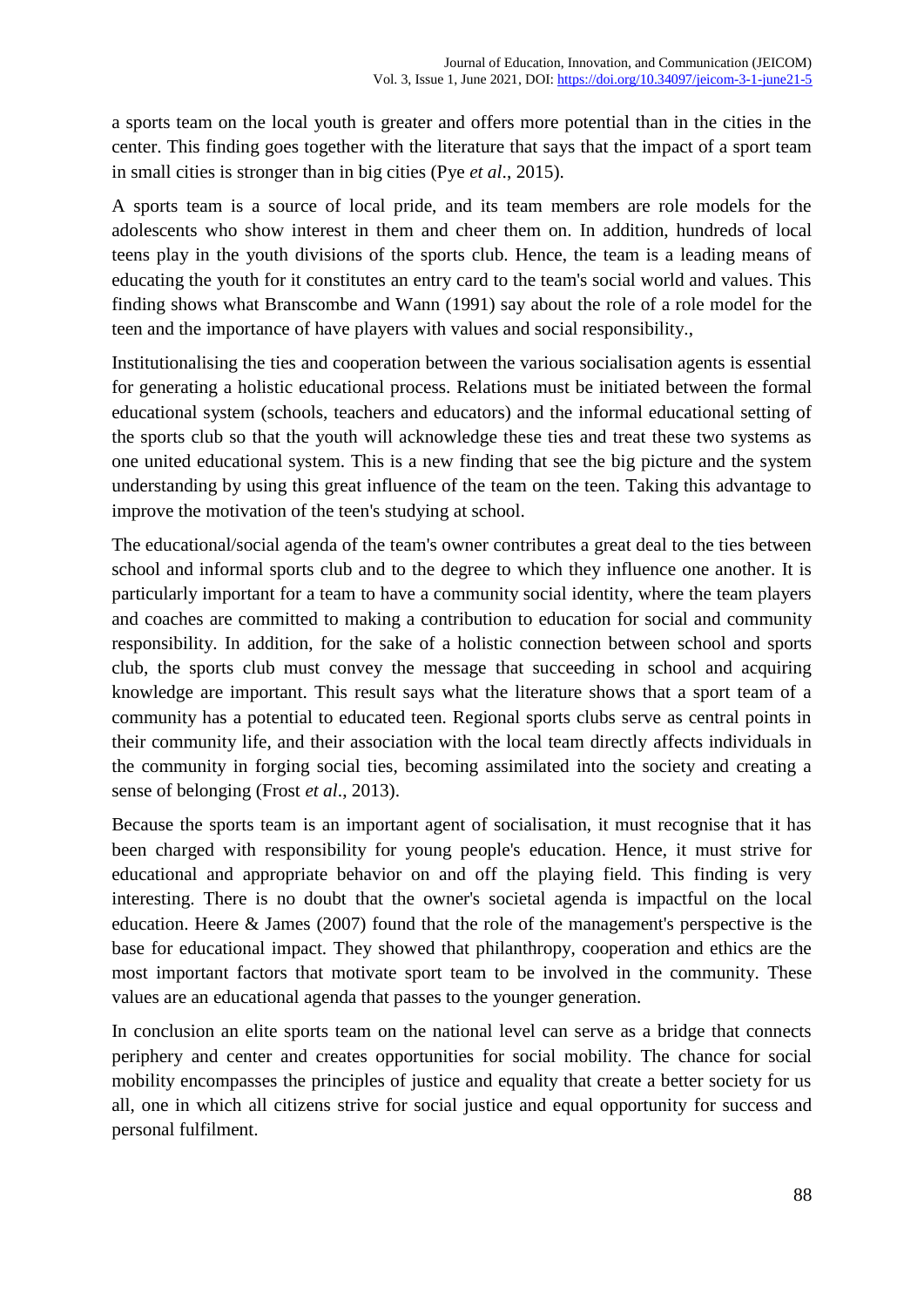a sports team on the local youth is greater and offers more potential than in the cities in the center. This finding goes together with the literature that says that the impact of a sport team in small cities is stronger than in big cities (Pye *et al*., 2015).

A sports team is a source of local pride, and its team members are role models for the adolescents who show interest in them and cheer them on. In addition, hundreds of local teens play in the youth divisions of the sports club. Hence, the team is a leading means of educating the youth for it constitutes an entry card to the team's social world and values. This finding shows what Branscombe and Wann (1991) say about the role of a role model for the teen and the importance of have players with values and social responsibility.,

Institutionalising the ties and cooperation between the various socialisation agents is essential for generating a holistic educational process. Relations must be initiated between the formal educational system (schools, teachers and educators) and the informal educational setting of the sports club so that the youth will acknowledge these ties and treat these two systems as one united educational system. This is a new finding that see the big picture and the system understanding by using this great influence of the team on the teen. Taking this advantage to improve the motivation of the teen's studying at school.

The educational/social agenda of the team's owner contributes a great deal to the ties between school and informal sports club and to the degree to which they influence one another. It is particularly important for a team to have a community social identity, where the team players and coaches are committed to making a contribution to education for social and community responsibility. In addition, for the sake of a holistic connection between school and sports club, the sports club must convey the message that succeeding in school and acquiring knowledge are important. This result says what the literature shows that a sport team of a community has a potential to educated teen. Regional sports clubs serve as central points in their community life, and their association with the local team directly affects individuals in the community in forging social ties, becoming assimilated into the society and creating a sense of belonging (Frost *et al*., 2013).

Because the sports team is an important agent of socialisation, it must recognise that it has been charged with responsibility for young people's education. Hence, it must strive for educational and appropriate behavior on and off the playing field. This finding is very interesting. There is no doubt that the owner's societal agenda is impactful on the local education. Heere & James (2007) found that the role of the management's perspective is the base for educational impact. They showed that philanthropy, cooperation and ethics are the most important factors that motivate sport team to be involved in the community. These values are an educational agenda that passes to the younger generation.

In conclusion an elite sports team on the national level can serve as a bridge that connects periphery and center and creates opportunities for social mobility. The chance for social mobility encompasses the principles of justice and equality that create a better society for us all, one in which all citizens strive for social justice and equal opportunity for success and personal fulfilment.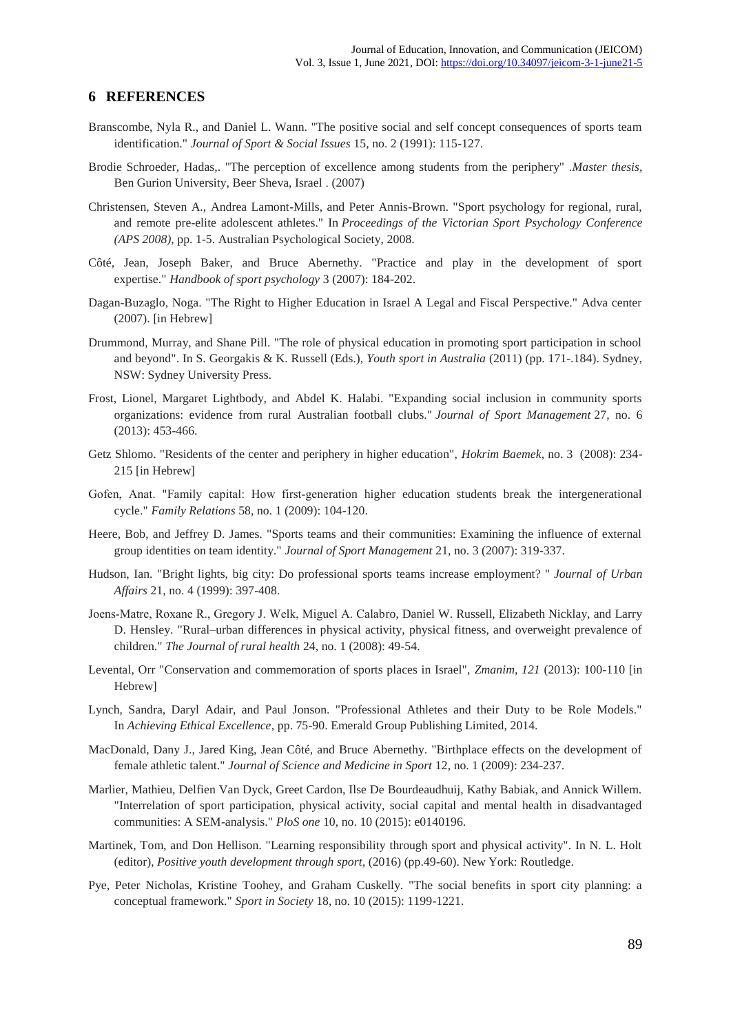## 6 REFERENCES

Branscombe, Nyla R., and Daniel L. Wann. "The positive social and self concept consequences of sports team identification." *Journal of Sport & Social Issues* 15, no. 2 (1991): 115-127.

Brodie Schroeder, Hadas,. "The perception of excellence among students from the periphery" .*Master thesis*, Ben Gurion University, Beer Sheva, Israel . (2007)

Christensen, Steven A., Andrea Lamont-Mills, and Peter Annis-Brown. "Sport psychology for regional, rural, and remote pre-elite adolescent athletes." In *Proceedings of the Victorian Sport Psychology Conference (APS 2008)*, pp. 1-5. Australian Psychological Society, 2008.

Côté, Jean, Joseph Baker, and Bruce Abernethy. "Practice and play in the development of sport expertise." *Handbook of sport psychology* 3 (2007): 184-202.

Dagan-Buzaglo, Noga. "The Right to Higher Education in Israel A Legal and Fiscal Perspective." Adva center (2007). [in Hebrew]

Drummond, Murray, and Shane Pill. "The role of physical education in promoting sport participation in school and beyond". In S. Georgakis & K. Russell (Eds.), *Youth sport in Australia* (2011) (pp. 171-.184). Sydney, NSW: Sydney University Press.

Frost, Lionel, Margaret Lightbody, and Abdel K. Halabi. "Expanding social inclusion in community sports organizations: evidence from rural Australian football clubs." *Journal of Sport Management* 27, no. 6 (2013): 453-466.

Getz Shlomo. "Residents of the center and periphery in higher education", *Hokrim Baemek*, no. 3 (2008): 234-215 [in Hebrew]

Gofen, Anat. "Family capital: How first-generation higher education students break the intergenerational cycle." *Family Relations* 58, no. 1 (2009): 104-120.

Heere, Bob, and Jeffrey D. James. "Sports teams and their communities: Examining the influence of external group identities on team identity." *Journal of Sport Management* 21, no. 3 (2007): 319-337.

Hudson, Ian. "Bright lights, big city: Do professional sports teams increase employment? " *Journal of Urban Affairs* 21, no. 4 (1999): 397-408.

Joens-Matre, Roxane R., Gregory J. Welk, Miguel A. Calabro, Daniel W. Russell, Elizabeth Nicklay, and Larry D. Hensley. "Rural–urban differences in physical activity, physical fitness, and overweight prevalence of children." *The Journal of rural health* 24, no. 1 (2008): 49-54.

Levental, Orr "Conservation and commemoration of sports places in Israel", *Zmanim, 121* (2013): 100-110 [in Hebrew]

Lynch, Sandra, Daryl Adair, and Paul Jonson. "Professional Athletes and their Duty to be Role Models." In *Achieving Ethical Excellence*, pp. 75-90. Emerald Group Publishing Limited, 2014.

MacDonald, Dany J., Jared King, Jean Côté, and Bruce Abernethy. "Birthplace effects on the development of female athletic talent." *Journal of Science and Medicine in Sport* 12, no. 1 (2009): 234-237.

Marlier, Mathieu, Delfien Van Dyck, Greet Cardon, Ilse De Bourdeaudhuij, Kathy Babiak, and Annick Willem. "Interrelation of sport participation, physical activity, social capital and mental health in disadvantaged communities: A SEM-analysis." *PloS one* 10, no. 10 (2015): e0140196.

Martinek, Tom, and Don Hellison. "Learning responsibility through sport and physical activity". In N. L. Holt (editor), *Positive youth development through sport*, (2016) (pp.49-60). New York: Routledge.

Pye, Peter Nicholas, Kristine Toohey, and Graham Cuskelly. "The social benefits in sport city planning: a conceptual framework." *Sport in Society* 18, no. 10 (2015): 1199-1221.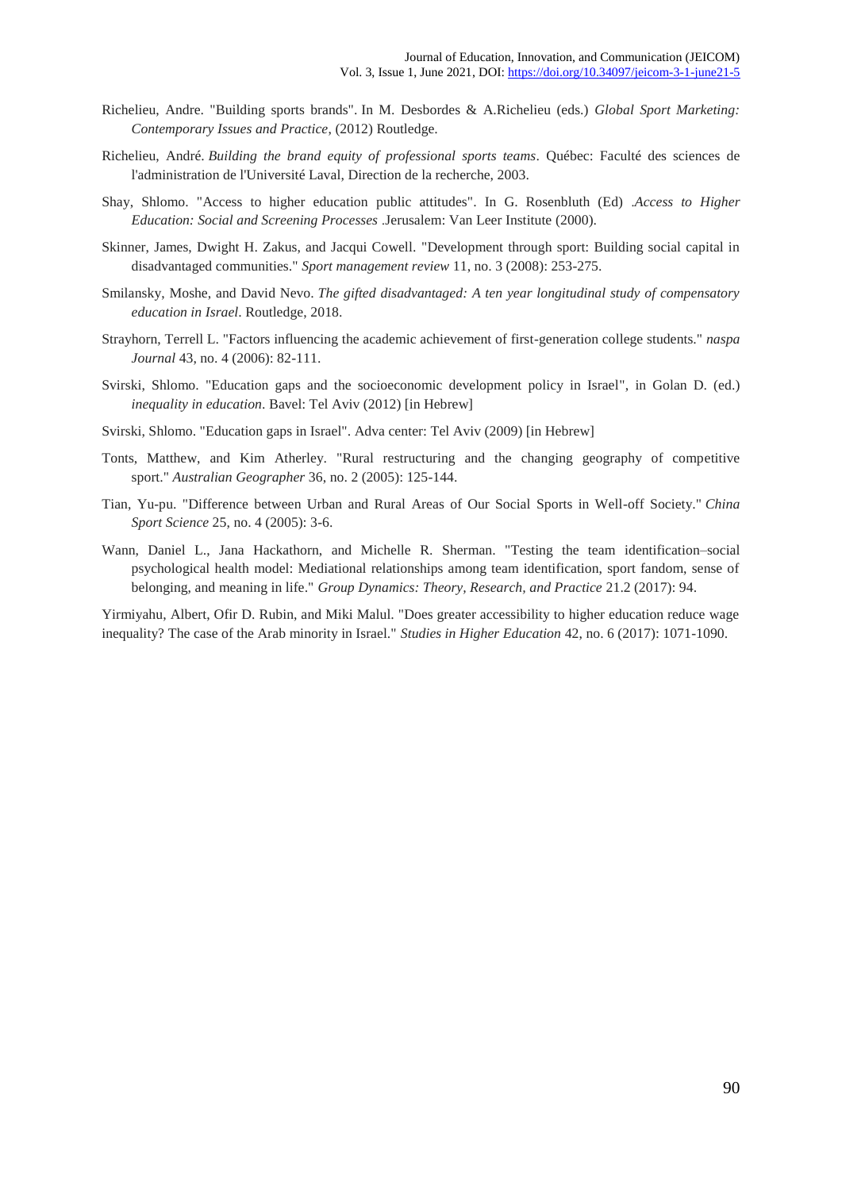Richelieu, Andre. "Building sports brands". In M. Desbordes & A.Richelieu (eds.) *Global Sport Marketing: Contemporary Issues and Practice*, (2012) Routledge.

Richelieu, André. *Building the brand equity of professional sports teams*. Québec: Faculté des sciences de l'administration de l'Université Laval, Direction de la recherche, 2003.

Shay, Shlomo. "Access to higher education public attitudes". In G. Rosenbluth (Ed) .*Access to Higher Education: Social and Screening Processes* .Jerusalem: Van Leer Institute (2000).

Skinner, James, Dwight H. Zakus, and Jacqui Cowell. "Development through sport: Building social capital in disadvantaged communities." *Sport management review* 11, no. 3 (2008): 253-275.

Smilansky, Moshe, and David Nevo. *The gifted disadvantaged: A ten year longitudinal study of compensatory education in Israel*. Routledge, 2018.

Strayhorn, Terrell L. "Factors influencing the academic achievement of first-generation college students." *naspa Journal* 43, no. 4 (2006): 82-111.

Svirski, Shlomo. "Education gaps and the socioeconomic development policy in Israel", in Golan D. (ed.) *inequality in education*. Bavel: Tel Aviv (2012) [in Hebrew]

Svirski, Shlomo. "Education gaps in Israel". Adva center: Tel Aviv (2009) [in Hebrew]

Tonts, Matthew, and Kim Atherley. "Rural restructuring and the changing geography of competitive sport." *Australian Geographer* 36, no. 2 (2005): 125-144.

Tian, Yu-pu. "Difference between Urban and Rural Areas of Our Social Sports in Well-off Society." *China Sport Science* 25, no. 4 (2005): 3-6.

Wann, Daniel L., Jana Hackathorn, and Michelle R. Sherman. "Testing the team identification–social psychological health model: Mediational relationships among team identification, sport fandom, sense of belonging, and meaning in life." *Group Dynamics: Theory, Research, and Practice* 21.2 (2017): 94.

Yirmiyahu, Albert, Ofir D. Rubin, and Miki Malul. "Does greater accessibility to higher education reduce wage inequality? The case of the Arab minority in Israel." *Studies in Higher Education* 42, no. 6 (2017): 1071-1090.